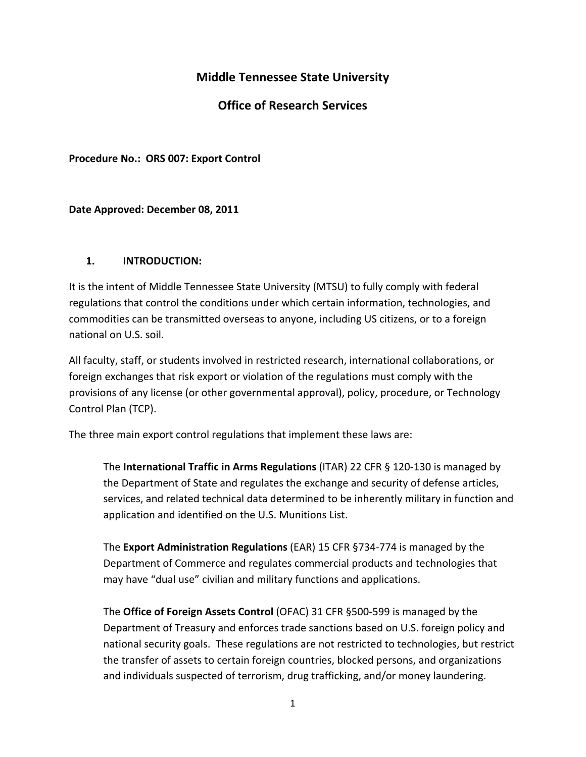# Middle Tennessee State University

## Office of Research Services

**Procedure No.: ORS 007: Export Control**

**Date Approved: December 08, 2011**

### 1. INTRODUCTION:

It is the intent of Middle Tennessee State University (MTSU) to fully comply with federal regulations that control the conditions under which certain information, technologies, and commodities can be transmitted overseas to anyone, including US citizens, or to a foreign national on U.S. soil.

All faculty, staff, or students involved in restricted research, international collaborations, or foreign exchanges that risk export or violation of the regulations must comply with the provisions of any license (or other governmental approval), policy, procedure, or Technology Control Plan (TCP).

The three main export control regulations that implement these laws are:

> The **International Traffic in Arms Regulations** (ITAR) 22 CFR § 120-130 is managed by the Department of State and regulates the exchange and security of defense articles, services, and related technical data determined to be inherently military in function and application and identified on the U.S. Munitions List.
>
> The **Export Administration Regulations** (EAR) 15 CFR §734-774 is managed by the Department of Commerce and regulates commercial products and technologies that may have "dual use" civilian and military functions and applications.
>
> The **Office of Foreign Assets Control** (OFAC) 31 CFR §500-599 is managed by the Department of Treasury and enforces trade sanctions based on U.S. foreign policy and national security goals. These regulations are not restricted to technologies, but restrict the transfer of assets to certain foreign countries, blocked persons, and organizations and individuals suspected of terrorism, drug trafficking, and/or money laundering.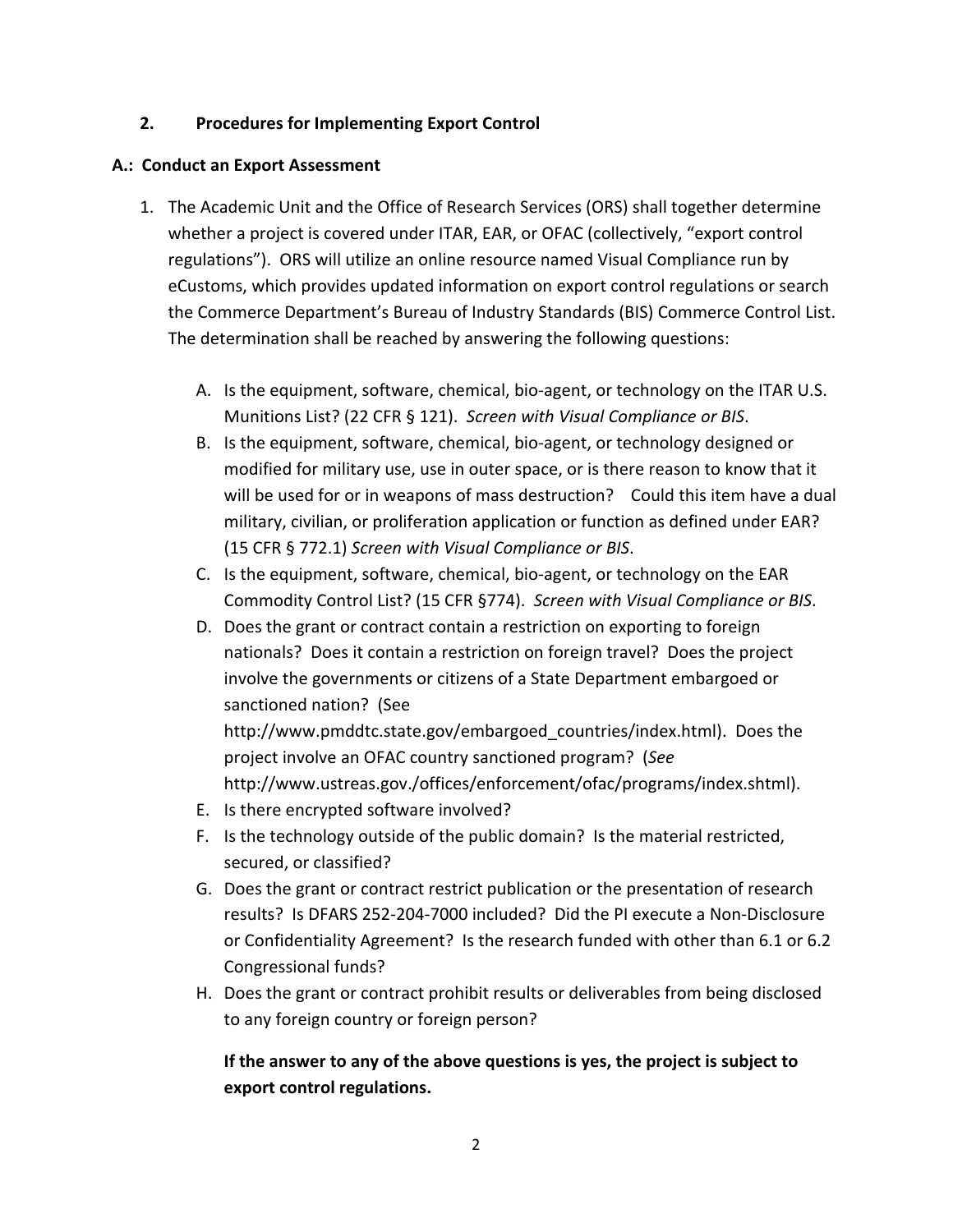## 2. Procedures for Implementing Export Control

### A.: Conduct an Export Assessment

1. The Academic Unit and the Office of Research Services (ORS) shall together determine whether a project is covered under ITAR, EAR, or OFAC (collectively, "export control regulations"). ORS will utilize an online resource named Visual Compliance run by eCustoms, which provides updated information on export control regulations or search the Commerce Department's Bureau of Industry Standards (BIS) Commerce Control List. The determination shall be reached by answering the following questions:

   A. Is the equipment, software, chemical, bio-agent, or technology on the ITAR U.S. Munitions List? (22 CFR § 121). *Screen with Visual Compliance or BIS*.
   B. Is the equipment, software, chemical, bio-agent, or technology designed or modified for military use, use in outer space, or is there reason to know that it will be used for or in weapons of mass destruction? Could this item have a dual military, civilian, or proliferation application or function as defined under EAR? (15 CFR § 772.1) *Screen with Visual Compliance or BIS*.
   C. Is the equipment, software, chemical, bio-agent, or technology on the EAR Commodity Control List? (15 CFR §774). *Screen with Visual Compliance or BIS*.
   D. Does the grant or contract contain a restriction on exporting to foreign nationals? Does it contain a restriction on foreign travel? Does the project involve the governments or citizens of a State Department embargoed or sanctioned nation? (See http://www.pmddtc.state.gov/embargoed_countries/index.html). Does the project involve an OFAC country sanctioned program? (*See* http://www.ustreas.gov./offices/enforcement/ofac/programs/index.shtml).
   E. Is there encrypted software involved?
   F. Is the technology outside of the public domain? Is the material restricted, secured, or classified?
   G. Does the grant or contract restrict publication or the presentation of research results? Is DFARS 252-204-7000 included? Did the PI execute a Non-Disclosure or Confidentiality Agreement? Is the research funded with other than 6.1 or 6.2 Congressional funds?
   H. Does the grant or contract prohibit results or deliverables from being disclosed to any foreign country or foreign person?

   **If the answer to any of the above questions is yes, the project is subject to export control regulations.**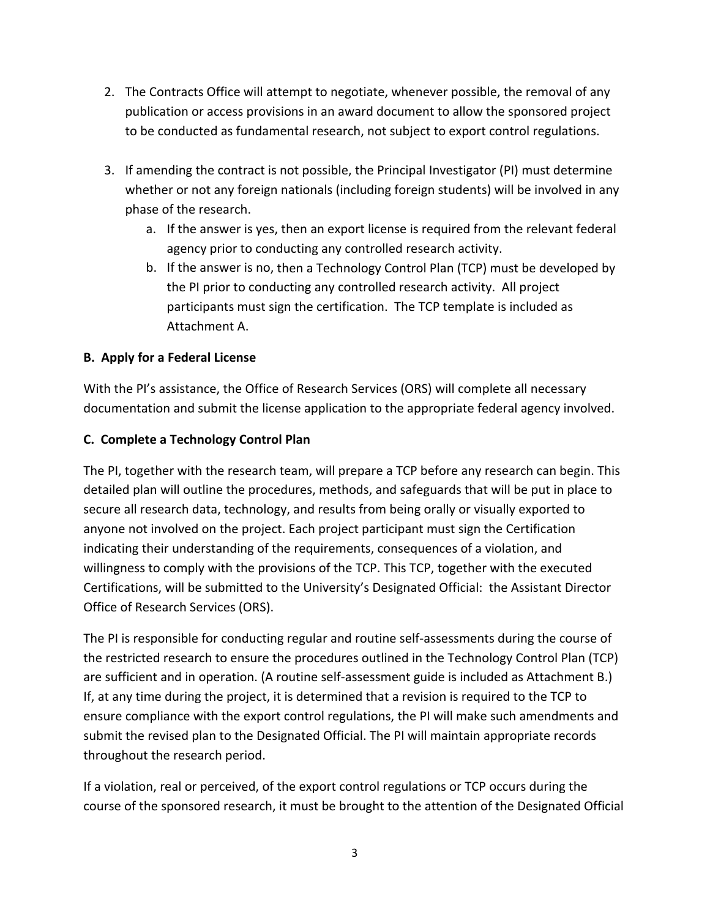2. The Contracts Office will attempt to negotiate, whenever possible, the removal of any publication or access provisions in an award document to allow the sponsored project to be conducted as fundamental research, not subject to export control regulations.

3. If amending the contract is not possible, the Principal Investigator (PI) must determine whether or not any foreign nationals (including foreign students) will be involved in any phase of the research.
   a. If the answer is yes, then an export license is required from the relevant federal agency prior to conducting any controlled research activity.
   b. If the answer is no, then a Technology Control Plan (TCP) must be developed by the PI prior to conducting any controlled research activity. All project participants must sign the certification. The TCP template is included as Attachment A.

**B. Apply for a Federal License**

With the PI's assistance, the Office of Research Services (ORS) will complete all necessary documentation and submit the license application to the appropriate federal agency involved.

**C. Complete a Technology Control Plan**

The PI, together with the research team, will prepare a TCP before any research can begin. This detailed plan will outline the procedures, methods, and safeguards that will be put in place to secure all research data, technology, and results from being orally or visually exported to anyone not involved on the project. Each project participant must sign the Certification indicating their understanding of the requirements, consequences of a violation, and willingness to comply with the provisions of the TCP. This TCP, together with the executed Certifications, will be submitted to the University's Designated Official: the Assistant Director Office of Research Services (ORS).

The PI is responsible for conducting regular and routine self-assessments during the course of the restricted research to ensure the procedures outlined in the Technology Control Plan (TCP) are sufficient and in operation. (A routine self-assessment guide is included as Attachment B.) If, at any time during the project, it is determined that a revision is required to the TCP to ensure compliance with the export control regulations, the PI will make such amendments and submit the revised plan to the Designated Official. The PI will maintain appropriate records throughout the research period.

If a violation, real or perceived, of the export control regulations or TCP occurs during the course of the sponsored research, it must be brought to the attention of the Designated Official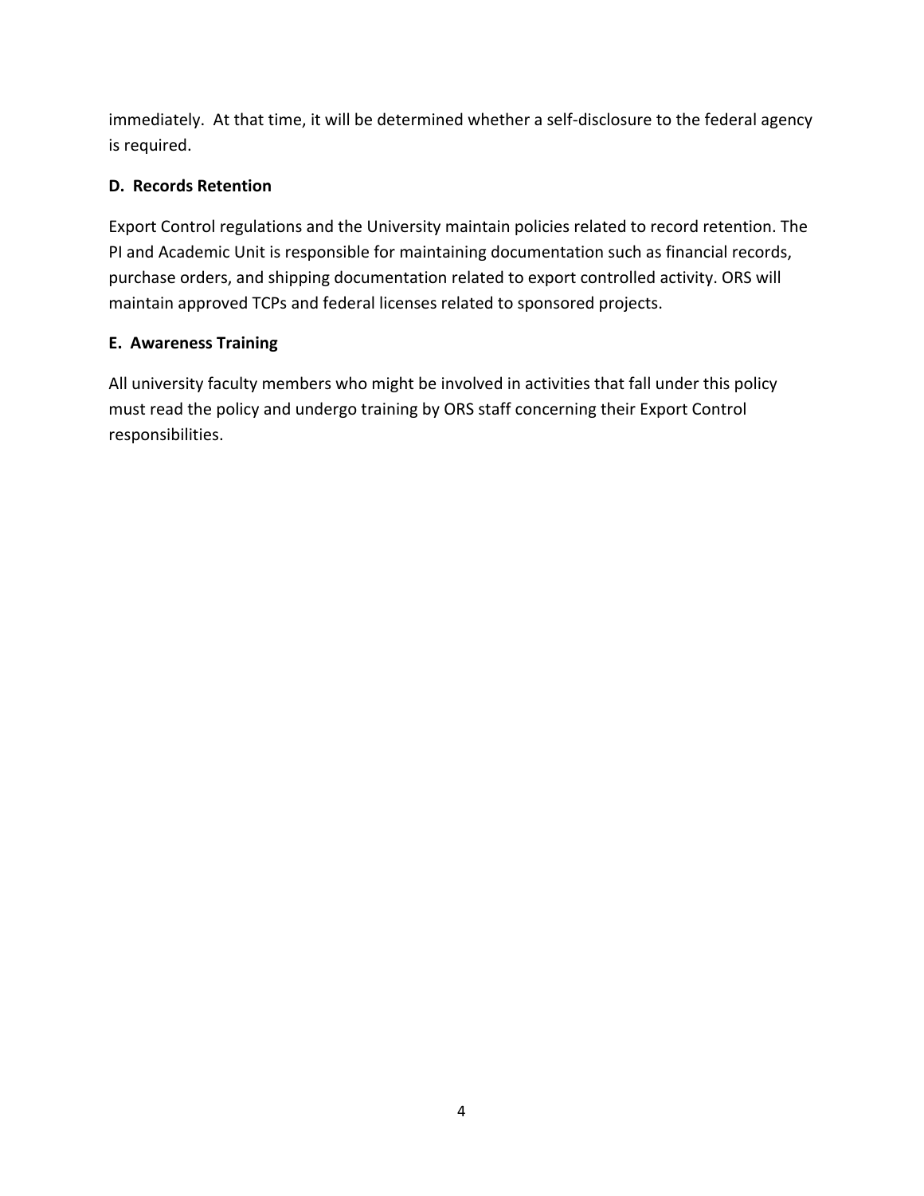immediately. At that time, it will be determined whether a self-disclosure to the federal agency is required.

**D. Records Retention**

Export Control regulations and the University maintain policies related to record retention. The PI and Academic Unit is responsible for maintaining documentation such as financial records, purchase orders, and shipping documentation related to export controlled activity. ORS will maintain approved TCPs and federal licenses related to sponsored projects.

**E. Awareness Training**

All university faculty members who might be involved in activities that fall under this policy must read the policy and undergo training by ORS staff concerning their Export Control responsibilities.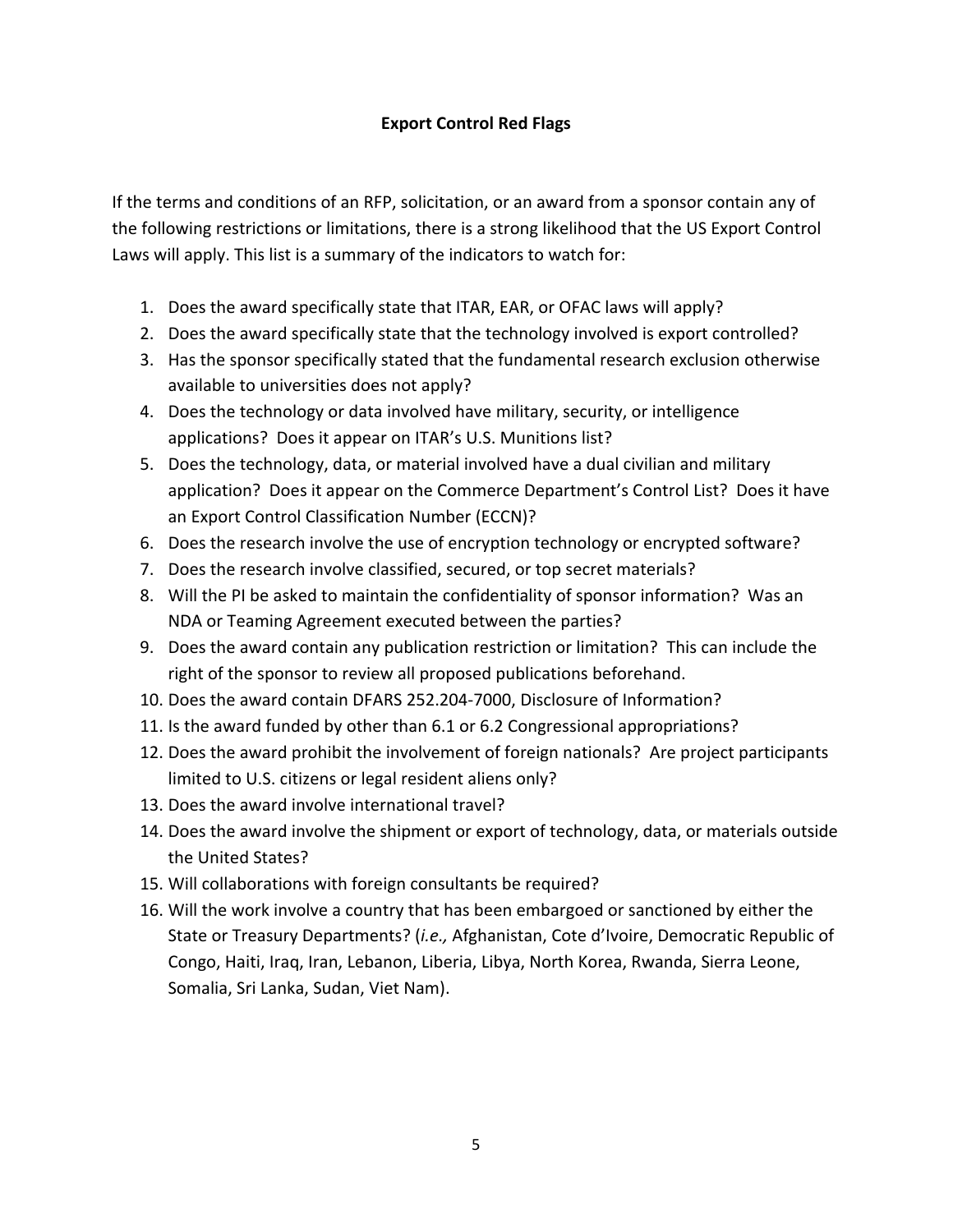## Export Control Red Flags

If the terms and conditions of an RFP, solicitation, or an award from a sponsor contain any of the following restrictions or limitations, there is a strong likelihood that the US Export Control Laws will apply. This list is a summary of the indicators to watch for:

1. Does the award specifically state that ITAR, EAR, or OFAC laws will apply?
2. Does the award specifically state that the technology involved is export controlled?
3. Has the sponsor specifically stated that the fundamental research exclusion otherwise available to universities does not apply?
4. Does the technology or data involved have military, security, or intelligence applications? Does it appear on ITAR's U.S. Munitions list?
5. Does the technology, data, or material involved have a dual civilian and military application? Does it appear on the Commerce Department's Control List? Does it have an Export Control Classification Number (ECCN)?
6. Does the research involve the use of encryption technology or encrypted software?
7. Does the research involve classified, secured, or top secret materials?
8. Will the PI be asked to maintain the confidentiality of sponsor information? Was an NDA or Teaming Agreement executed between the parties?
9. Does the award contain any publication restriction or limitation? This can include the right of the sponsor to review all proposed publications beforehand.
10. Does the award contain DFARS 252.204-7000, Disclosure of Information?
11. Is the award funded by other than 6.1 or 6.2 Congressional appropriations?
12. Does the award prohibit the involvement of foreign nationals? Are project participants limited to U.S. citizens or legal resident aliens only?
13. Does the award involve international travel?
14. Does the award involve the shipment or export of technology, data, or materials outside the United States?
15. Will collaborations with foreign consultants be required?
16. Will the work involve a country that has been embargoed or sanctioned by either the State or Treasury Departments? (*i.e.,* Afghanistan, Cote d'Ivoire, Democratic Republic of Congo, Haiti, Iraq, Iran, Lebanon, Liberia, Libya, North Korea, Rwanda, Sierra Leone, Somalia, Sri Lanka, Sudan, Viet Nam).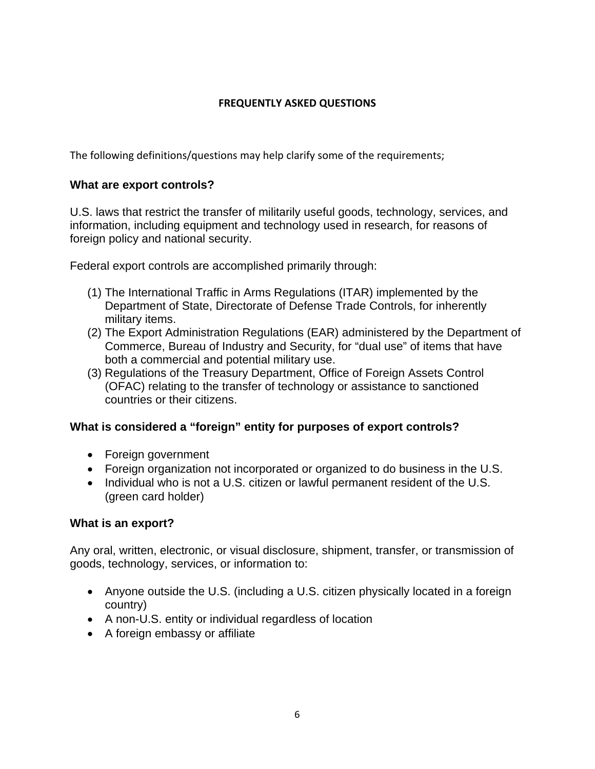# FREQUENTLY ASKED QUESTIONS

The following definitions/questions may help clarify some of the requirements;

### What are export controls?

U.S. laws that restrict the transfer of militarily useful goods, technology, services, and information, including equipment and technology used in research, for reasons of foreign policy and national security.

Federal export controls are accomplished primarily through:

(1) The International Traffic in Arms Regulations (ITAR) implemented by the Department of State, Directorate of Defense Trade Controls, for inherently military items.
(2) The Export Administration Regulations (EAR) administered by the Department of Commerce, Bureau of Industry and Security, for "dual use" of items that have both a commercial and potential military use.
(3) Regulations of the Treasury Department, Office of Foreign Assets Control (OFAC) relating to the transfer of technology or assistance to sanctioned countries or their citizens.

### What is considered a "foreign" entity for purposes of export controls?

- Foreign government
- Foreign organization not incorporated or organized to do business in the U.S.
- Individual who is not a U.S. citizen or lawful permanent resident of the U.S. (green card holder)

### What is an export?

Any oral, written, electronic, or visual disclosure, shipment, transfer, or transmission of goods, technology, services, or information to:

- Anyone outside the U.S. (including a U.S. citizen physically located in a foreign country)
- A non-U.S. entity or individual regardless of location
- A foreign embassy or affiliate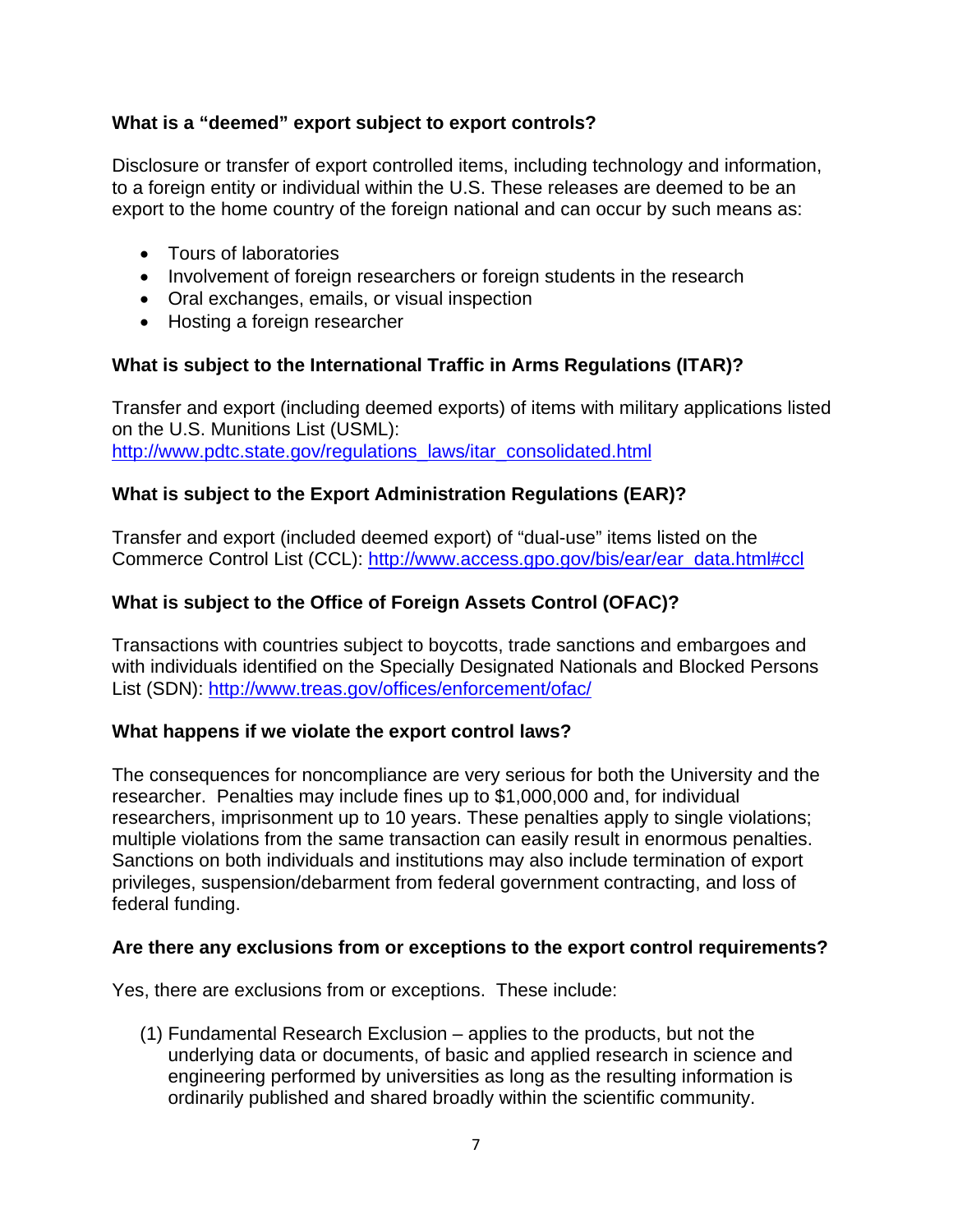**What is a "deemed" export subject to export controls?**

Disclosure or transfer of export controlled items, including technology and information, to a foreign entity or individual within the U.S. These releases are deemed to be an export to the home country of the foreign national and can occur by such means as:

- Tours of laboratories
- Involvement of foreign researchers or foreign students in the research
- Oral exchanges, emails, or visual inspection
- Hosting a foreign researcher

**What is subject to the International Traffic in Arms Regulations (ITAR)?**

Transfer and export (including deemed exports) of items with military applications listed on the U.S. Munitions List (USML):
http://www.pdtc.state.gov/regulations_laws/itar_consolidated.html

**What is subject to the Export Administration Regulations (EAR)?**

Transfer and export (included deemed export) of "dual-use" items listed on the Commerce Control List (CCL): http://www.access.gpo.gov/bis/ear/ear_data.html#ccl

**What is subject to the Office of Foreign Assets Control (OFAC)?**

Transactions with countries subject to boycotts, trade sanctions and embargoes and with individuals identified on the Specially Designated Nationals and Blocked Persons List (SDN): http://www.treas.gov/offices/enforcement/ofac/

**What happens if we violate the export control laws?**

The consequences for noncompliance are very serious for both the University and the researcher. Penalties may include fines up to $1,000,000 and, for individual researchers, imprisonment up to 10 years. These penalties apply to single violations; multiple violations from the same transaction can easily result in enormous penalties. Sanctions on both individuals and institutions may also include termination of export privileges, suspension/debarment from federal government contracting, and loss of federal funding.

**Are there any exclusions from or exceptions to the export control requirements?**

Yes, there are exclusions from or exceptions. These include:

(1) Fundamental Research Exclusion – applies to the products, but not the underlying data or documents, of basic and applied research in science and engineering performed by universities as long as the resulting information is ordinarily published and shared broadly within the scientific community.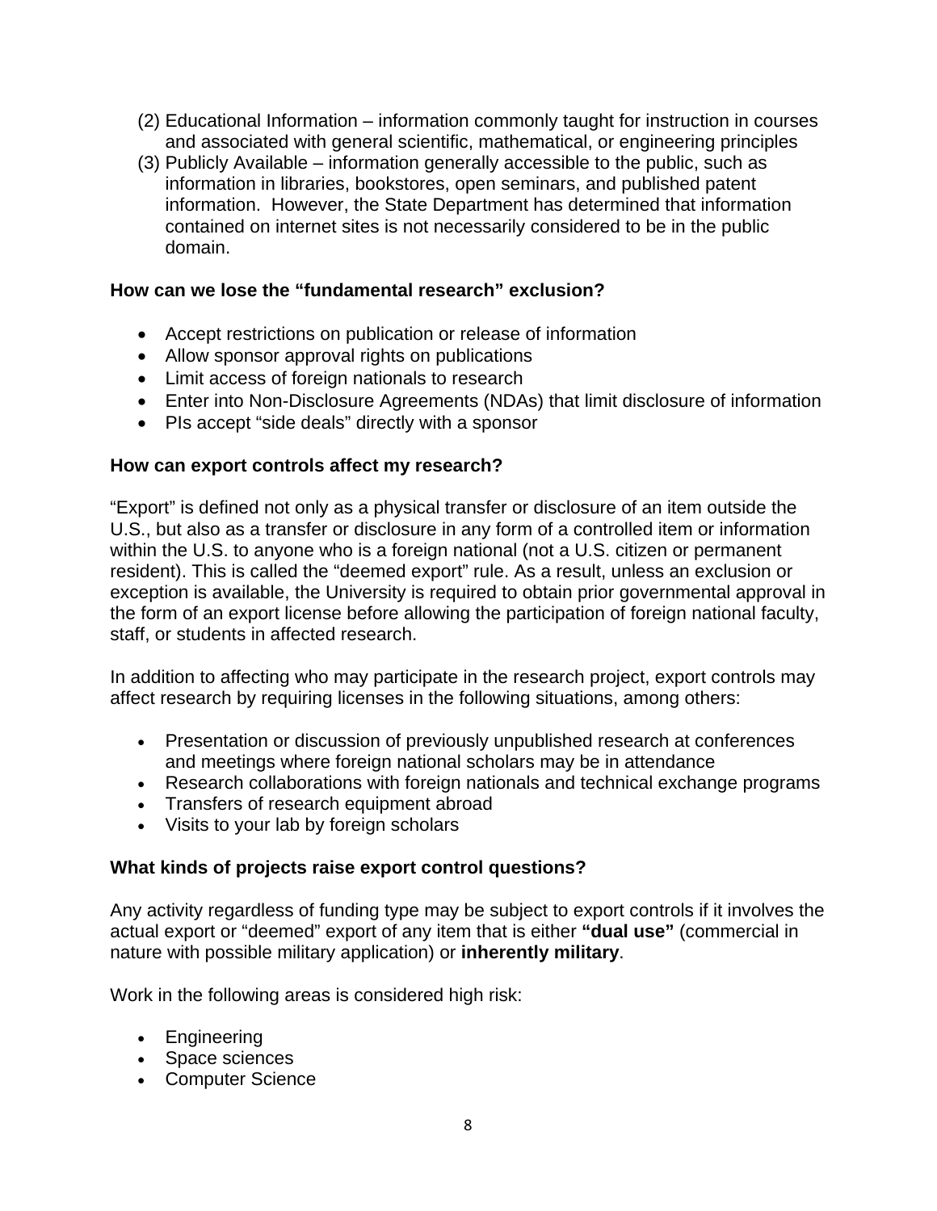(2) Educational Information – information commonly taught for instruction in courses and associated with general scientific, mathematical, or engineering principles
(3) Publicly Available – information generally accessible to the public, such as information in libraries, bookstores, open seminars, and published patent information. However, the State Department has determined that information contained on internet sites is not necessarily considered to be in the public domain.

**How can we lose the "fundamental research" exclusion?**

- Accept restrictions on publication or release of information
- Allow sponsor approval rights on publications
- Limit access of foreign nationals to research
- Enter into Non-Disclosure Agreements (NDAs) that limit disclosure of information
- PIs accept "side deals" directly with a sponsor

**How can export controls affect my research?**

"Export" is defined not only as a physical transfer or disclosure of an item outside the U.S., but also as a transfer or disclosure in any form of a controlled item or information within the U.S. to anyone who is a foreign national (not a U.S. citizen or permanent resident). This is called the "deemed export" rule. As a result, unless an exclusion or exception is available, the University is required to obtain prior governmental approval in the form of an export license before allowing the participation of foreign national faculty, staff, or students in affected research.

In addition to affecting who may participate in the research project, export controls may affect research by requiring licenses in the following situations, among others:

- Presentation or discussion of previously unpublished research at conferences and meetings where foreign national scholars may be in attendance
- Research collaborations with foreign nationals and technical exchange programs
- Transfers of research equipment abroad
- Visits to your lab by foreign scholars

**What kinds of projects raise export control questions?**

Any activity regardless of funding type may be subject to export controls if it involves the actual export or "deemed" export of any item that is either **"dual use"** (commercial in nature with possible military application) or **inherently military**.

Work in the following areas is considered high risk:

- Engineering
- Space sciences
- Computer Science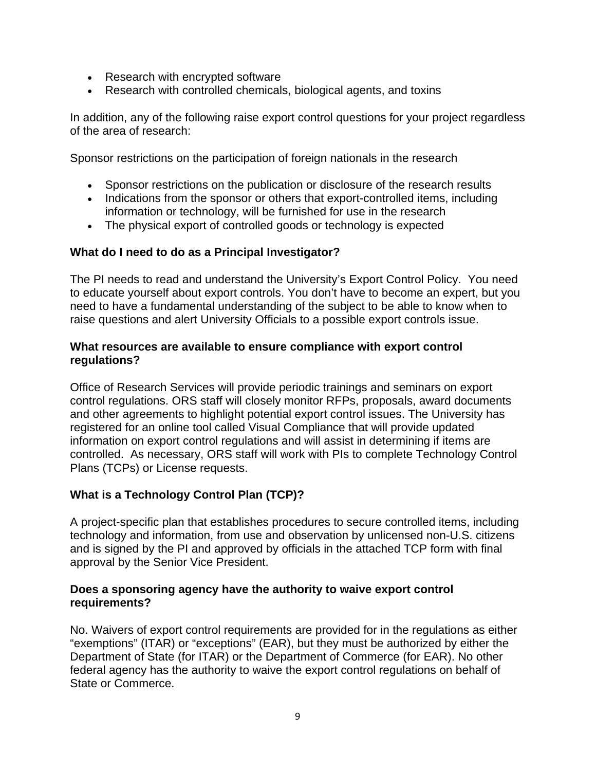- Research with encrypted software
- Research with controlled chemicals, biological agents, and toxins

In addition, any of the following raise export control questions for your project regardless of the area of research:

Sponsor restrictions on the participation of foreign nationals in the research

- Sponsor restrictions on the publication or disclosure of the research results
- Indications from the sponsor or others that export-controlled items, including information or technology, will be furnished for use in the research
- The physical export of controlled goods or technology is expected

**What do I need to do as a Principal Investigator?**

The PI needs to read and understand the University's Export Control Policy. You need to educate yourself about export controls. You don't have to become an expert, but you need to have a fundamental understanding of the subject to be able to know when to raise questions and alert University Officials to a possible export controls issue.

**What resources are available to ensure compliance with export control regulations?**

Office of Research Services will provide periodic trainings and seminars on export control regulations. ORS staff will closely monitor RFPs, proposals, award documents and other agreements to highlight potential export control issues. The University has registered for an online tool called Visual Compliance that will provide updated information on export control regulations and will assist in determining if items are controlled. As necessary, ORS staff will work with PIs to complete Technology Control Plans (TCPs) or License requests.

**What is a Technology Control Plan (TCP)?**

A project-specific plan that establishes procedures to secure controlled items, including technology and information, from use and observation by unlicensed non-U.S. citizens and is signed by the PI and approved by officials in the attached TCP form with final approval by the Senior Vice President.

**Does a sponsoring agency have the authority to waive export control requirements?**

No. Waivers of export control requirements are provided for in the regulations as either "exemptions" (ITAR) or "exceptions" (EAR), but they must be authorized by either the Department of State (for ITAR) or the Department of Commerce (for EAR). No other federal agency has the authority to waive the export control regulations on behalf of State or Commerce.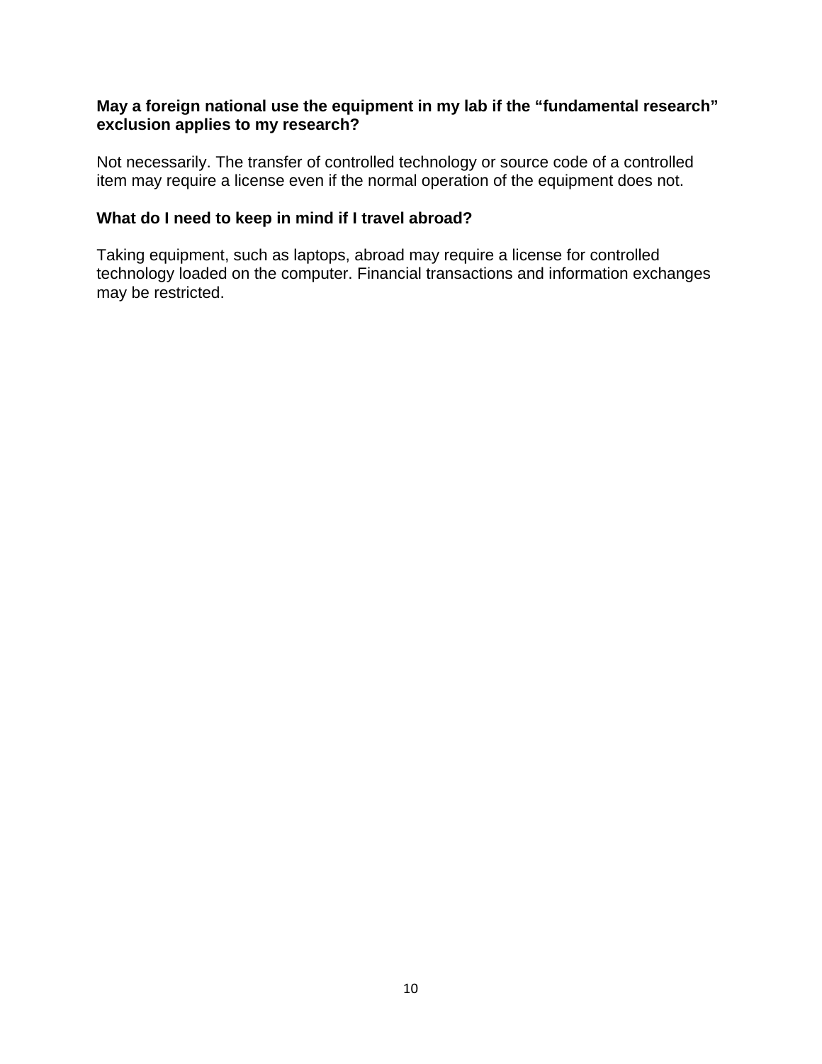**May a foreign national use the equipment in my lab if the "fundamental research" exclusion applies to my research?**

Not necessarily. The transfer of controlled technology or source code of a controlled item may require a license even if the normal operation of the equipment does not.

**What do I need to keep in mind if I travel abroad?**

Taking equipment, such as laptops, abroad may require a license for controlled technology loaded on the computer. Financial transactions and information exchanges may be restricted.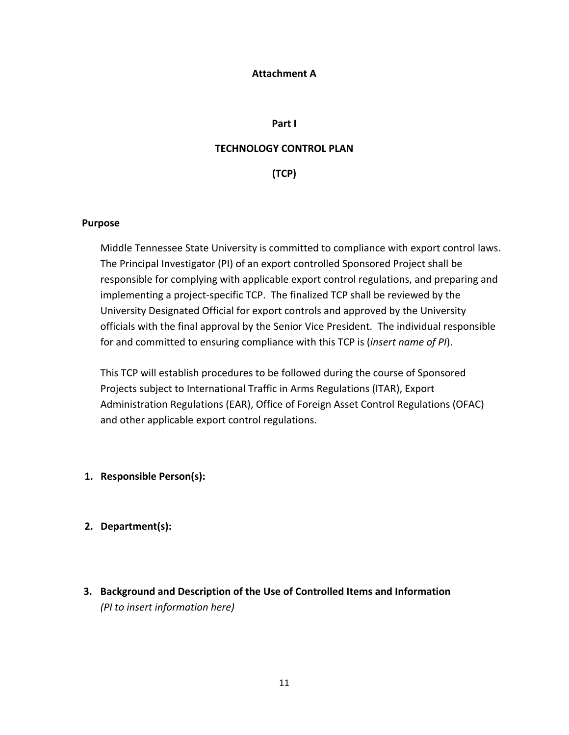**Attachment A**

**Part I**

# TECHNOLOGY CONTROL PLAN

# (TCP)

## Purpose

Middle Tennessee State University is committed to compliance with export control laws. The Principal Investigator (PI) of an export controlled Sponsored Project shall be responsible for complying with applicable export control regulations, and preparing and implementing a project-specific TCP. The finalized TCP shall be reviewed by the University Designated Official for export controls and approved by the University officials with the final approval by the Senior Vice President. The individual responsible for and committed to ensuring compliance with this TCP is (*insert name of PI*).

This TCP will establish procedures to be followed during the course of Sponsored Projects subject to International Traffic in Arms Regulations (ITAR), Export Administration Regulations (EAR), Office of Foreign Asset Control Regulations (OFAC) and other applicable export control regulations.

1. **Responsible Person(s):**

2. **Department(s):**

3. **Background and Description of the Use of Controlled Items and Information**
   *(PI to insert information here)*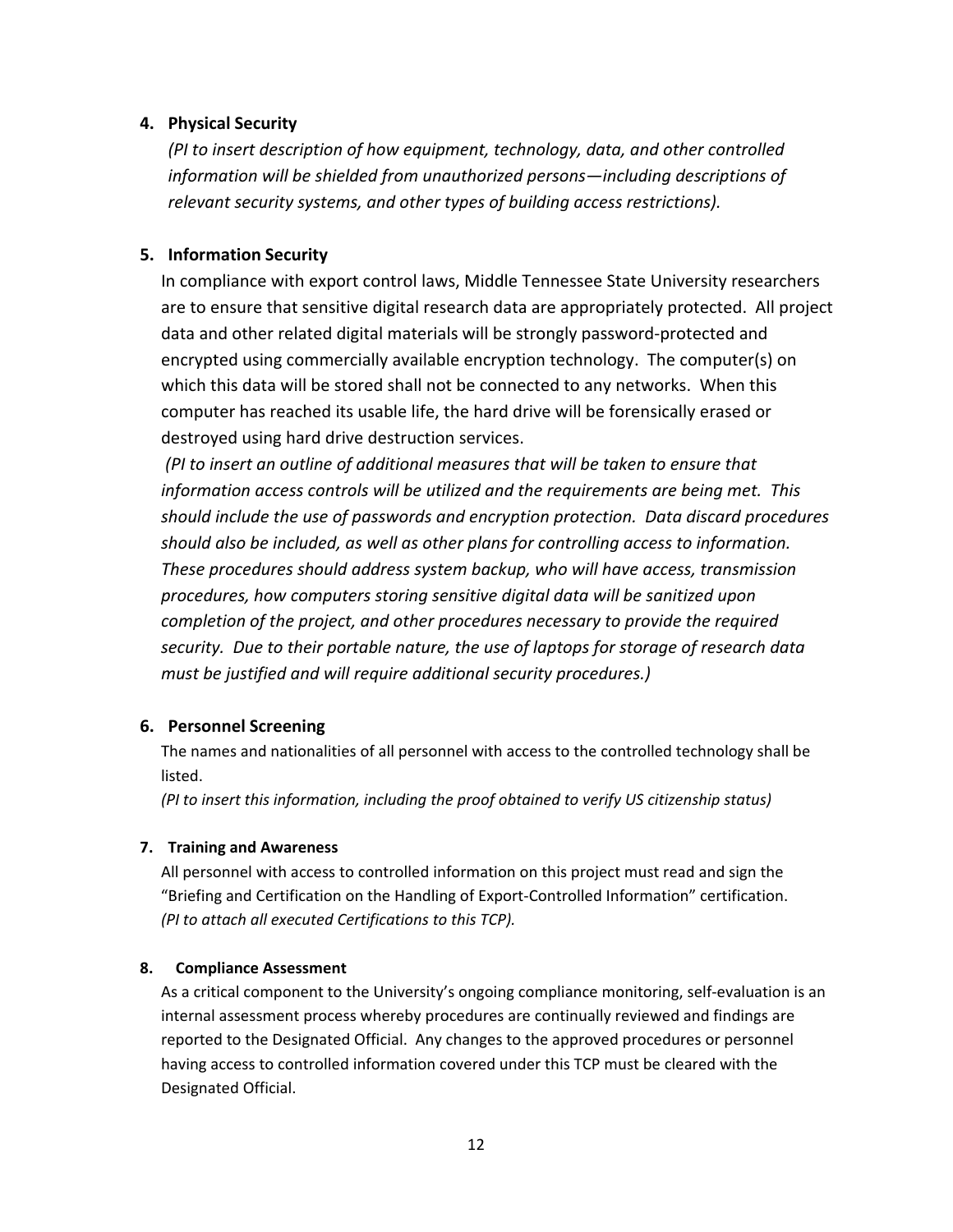### 4. Physical Security

*(PI to insert description of how equipment, technology, data, and other controlled information will be shielded from unauthorized persons—including descriptions of relevant security systems, and other types of building access restrictions).*

### 5. Information Security

In compliance with export control laws, Middle Tennessee State University researchers are to ensure that sensitive digital research data are appropriately protected. All project data and other related digital materials will be strongly password-protected and encrypted using commercially available encryption technology. The computer(s) on which this data will be stored shall not be connected to any networks. When this computer has reached its usable life, the hard drive will be forensically erased or destroyed using hard drive destruction services.

*(PI to insert an outline of additional measures that will be taken to ensure that information access controls will be utilized and the requirements are being met. This should include the use of passwords and encryption protection. Data discard procedures should also be included, as well as other plans for controlling access to information. These procedures should address system backup, who will have access, transmission procedures, how computers storing sensitive digital data will be sanitized upon completion of the project, and other procedures necessary to provide the required security. Due to their portable nature, the use of laptops for storage of research data must be justified and will require additional security procedures.)*

### 6. Personnel Screening

The names and nationalities of all personnel with access to the controlled technology shall be listed.

*(PI to insert this information, including the proof obtained to verify US citizenship status)*

### 7. Training and Awareness

All personnel with access to controlled information on this project must read and sign the "Briefing and Certification on the Handling of Export-Controlled Information" certification. *(PI to attach all executed Certifications to this TCP).*

### 8. Compliance Assessment

As a critical component to the University's ongoing compliance monitoring, self-evaluation is an internal assessment process whereby procedures are continually reviewed and findings are reported to the Designated Official. Any changes to the approved procedures or personnel having access to controlled information covered under this TCP must be cleared with the Designated Official.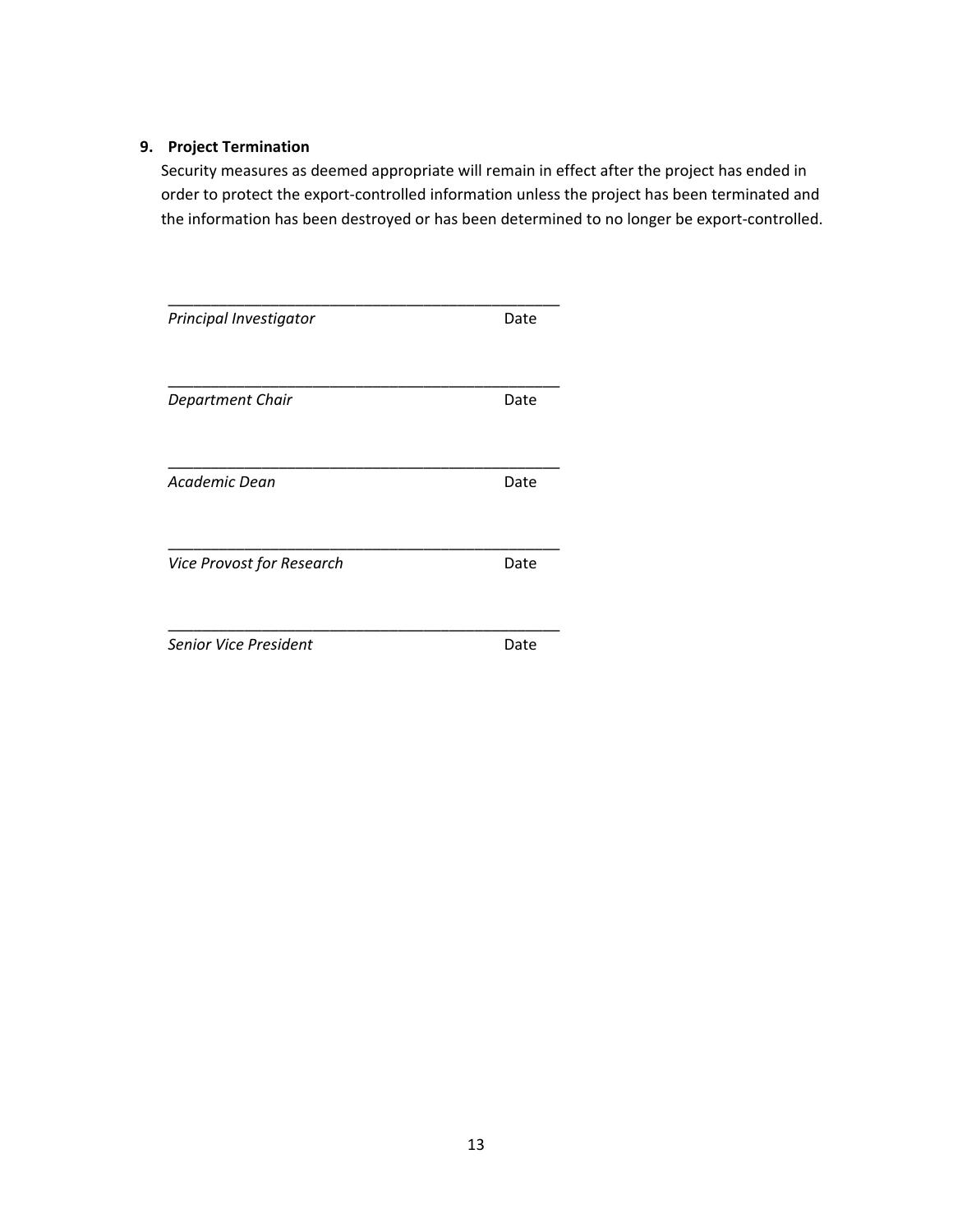**9. Project Termination**

Security measures as deemed appropriate will remain in effect after the project has ended in order to protect the export-controlled information unless the project has been terminated and the information has been destroyed or has been determined to no longer be export-controlled.

\_\_\_\_\_\_\_\_\_\_\_\_\_\_\_\_\_\_\_\_\_\_\_\_\_\_\_\_\_\_\_\_\_\_\_\_\_\_\_\_\_\_\_\_\_\_

*Principal Investigator* Date

\_\_\_\_\_\_\_\_\_\_\_\_\_\_\_\_\_\_\_\_\_\_\_\_\_\_\_\_\_\_\_\_\_\_\_\_\_\_\_\_\_\_\_\_\_\_

*Department Chair* Date

\_\_\_\_\_\_\_\_\_\_\_\_\_\_\_\_\_\_\_\_\_\_\_\_\_\_\_\_\_\_\_\_\_\_\_\_\_\_\_\_\_\_\_\_\_\_

*Academic Dean* Date

\_\_\_\_\_\_\_\_\_\_\_\_\_\_\_\_\_\_\_\_\_\_\_\_\_\_\_\_\_\_\_\_\_\_\_\_\_\_\_\_\_\_\_\_\_\_

*Vice Provost for Research* Date

\_\_\_\_\_\_\_\_\_\_\_\_\_\_\_\_\_\_\_\_\_\_\_\_\_\_\_\_\_\_\_\_\_\_\_\_\_\_\_\_\_\_\_\_\_\_

*Senior Vice President* Date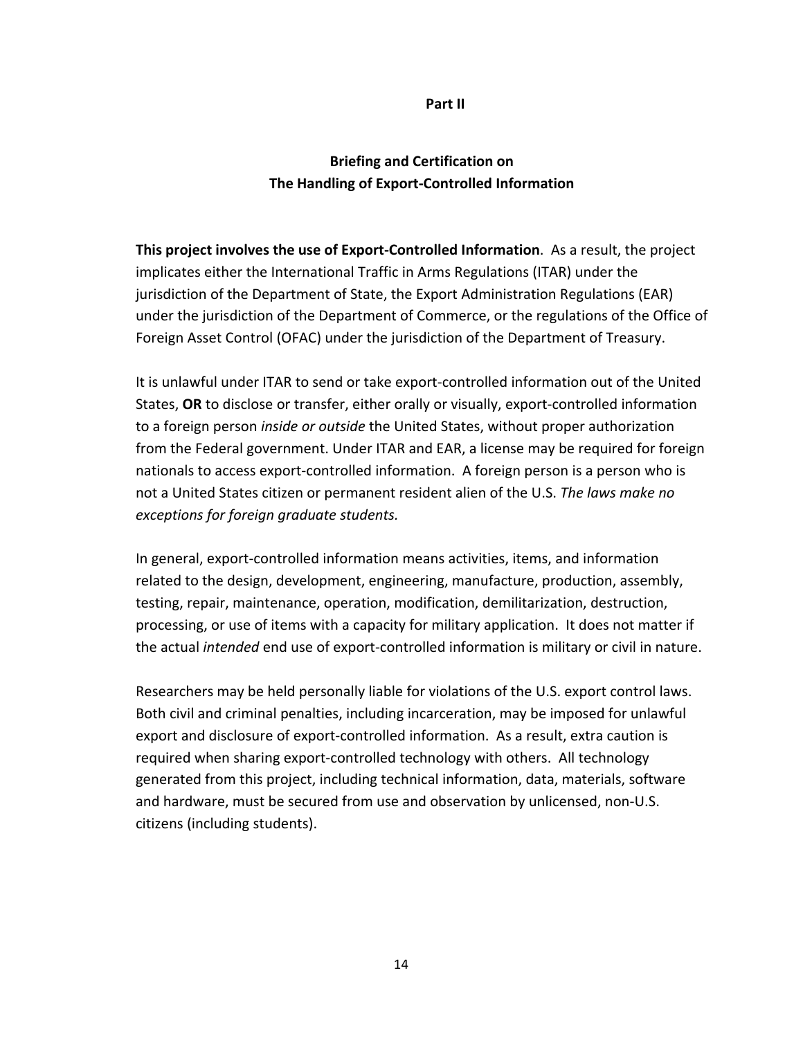## Part II

## Briefing and Certification on The Handling of Export-Controlled Information

**This project involves the use of Export-Controlled Information**. As a result, the project implicates either the International Traffic in Arms Regulations (ITAR) under the jurisdiction of the Department of State, the Export Administration Regulations (EAR) under the jurisdiction of the Department of Commerce, or the regulations of the Office of Foreign Asset Control (OFAC) under the jurisdiction of the Department of Treasury.

It is unlawful under ITAR to send or take export-controlled information out of the United States, **OR** to disclose or transfer, either orally or visually, export-controlled information to a foreign person *inside or outside* the United States, without proper authorization from the Federal government. Under ITAR and EAR, a license may be required for foreign nationals to access export-controlled information. A foreign person is a person who is not a United States citizen or permanent resident alien of the U.S. *The laws make no exceptions for foreign graduate students.*

In general, export-controlled information means activities, items, and information related to the design, development, engineering, manufacture, production, assembly, testing, repair, maintenance, operation, modification, demilitarization, destruction, processing, or use of items with a capacity for military application. It does not matter if the actual *intended* end use of export-controlled information is military or civil in nature.

Researchers may be held personally liable for violations of the U.S. export control laws. Both civil and criminal penalties, including incarceration, may be imposed for unlawful export and disclosure of export-controlled information. As a result, extra caution is required when sharing export-controlled technology with others. All technology generated from this project, including technical information, data, materials, software and hardware, must be secured from use and observation by unlicensed, non-U.S. citizens (including students).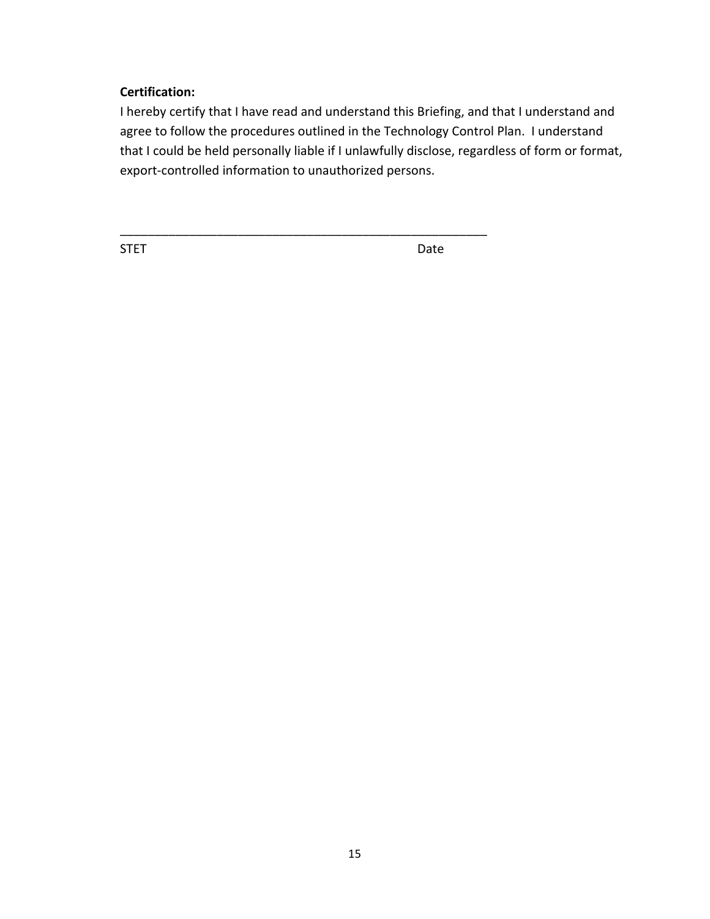**Certification:**

I hereby certify that I have read and understand this Briefing, and that I understand and agree to follow the procedures outlined in the Technology Control Plan. I understand that I could be held personally liable if I unlawfully disclose, regardless of form or format, export-controlled information to unauthorized persons.

_______________________________________________________

STET                                                                                   Date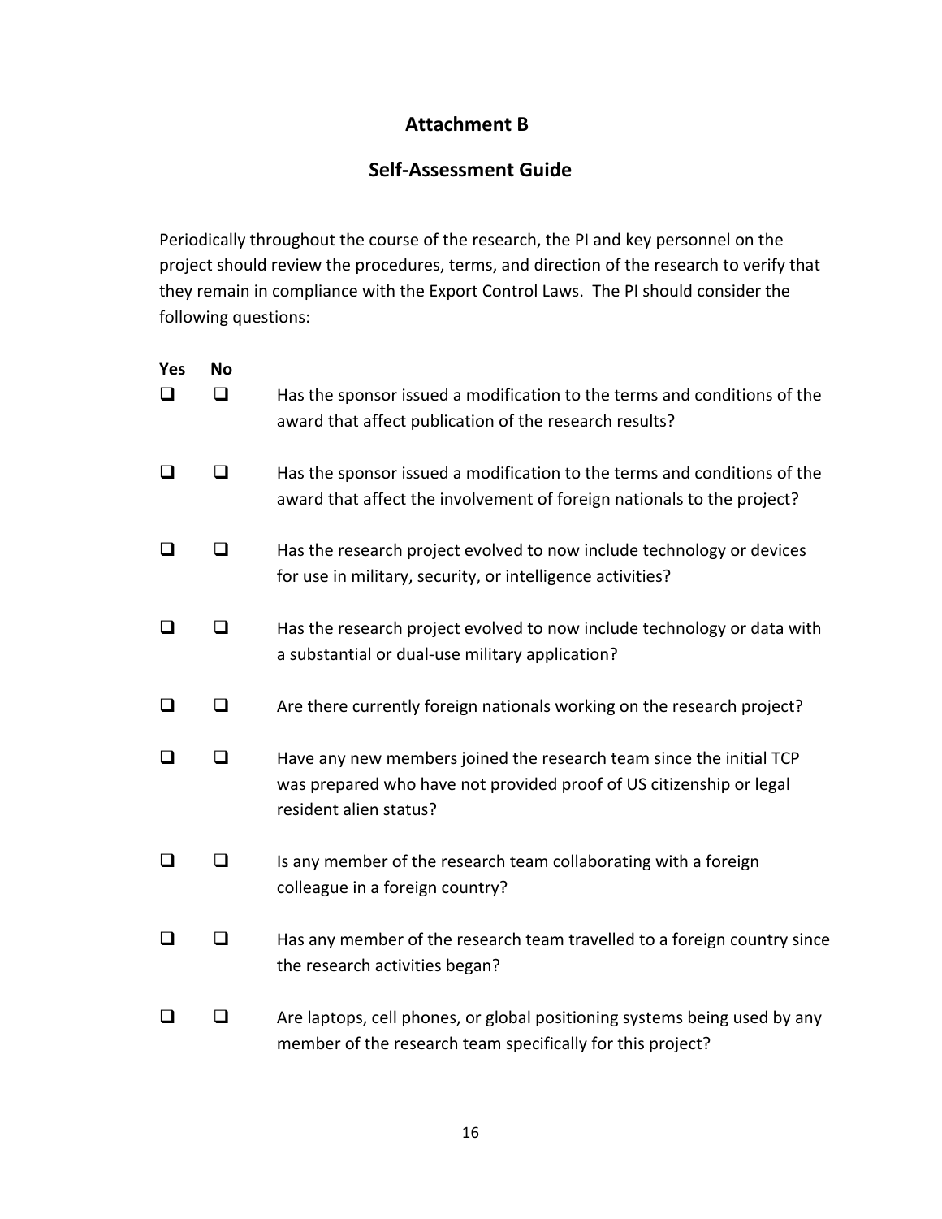# Attachment B

## Self-Assessment Guide

Periodically throughout the course of the research, the PI and key personnel on the project should review the procedures, terms, and direction of the research to verify that they remain in compliance with the Export Control Laws. The PI should consider the following questions:

| Yes | No | |
|---|---|---|
| ❑ | ❑ | Has the sponsor issued a modification to the terms and conditions of the award that affect publication of the research results? |
| ❑ | ❑ | Has the sponsor issued a modification to the terms and conditions of the award that affect the involvement of foreign nationals to the project? |
| ❑ | ❑ | Has the research project evolved to now include technology or devices for use in military, security, or intelligence activities? |
| ❑ | ❑ | Has the research project evolved to now include technology or data with a substantial or dual-use military application? |
| ❑ | ❑ | Are there currently foreign nationals working on the research project? |
| ❑ | ❑ | Have any new members joined the research team since the initial TCP was prepared who have not provided proof of US citizenship or legal resident alien status? |
| ❑ | ❑ | Is any member of the research team collaborating with a foreign colleague in a foreign country? |
| ❑ | ❑ | Has any member of the research team travelled to a foreign country since the research activities began? |
| ❑ | ❑ | Are laptops, cell phones, or global positioning systems being used by any member of the research team specifically for this project? |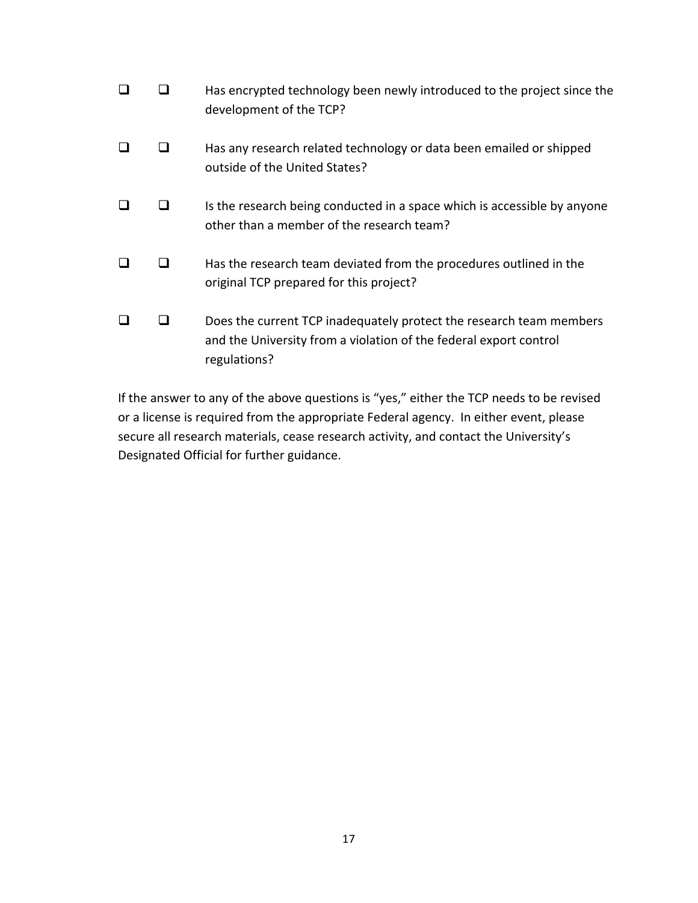- ❑ ❑ Has encrypted technology been newly introduced to the project since the development of the TCP?
- ❑ ❑ Has any research related technology or data been emailed or shipped outside of the United States?
- ❑ ❑ Is the research being conducted in a space which is accessible by anyone other than a member of the research team?
- ❑ ❑ Has the research team deviated from the procedures outlined in the original TCP prepared for this project?
- ❑ ❑ Does the current TCP inadequately protect the research team members and the University from a violation of the federal export control regulations?

If the answer to any of the above questions is "yes," either the TCP needs to be revised or a license is required from the appropriate Federal agency. In either event, please secure all research materials, cease research activity, and contact the University's Designated Official for further guidance.